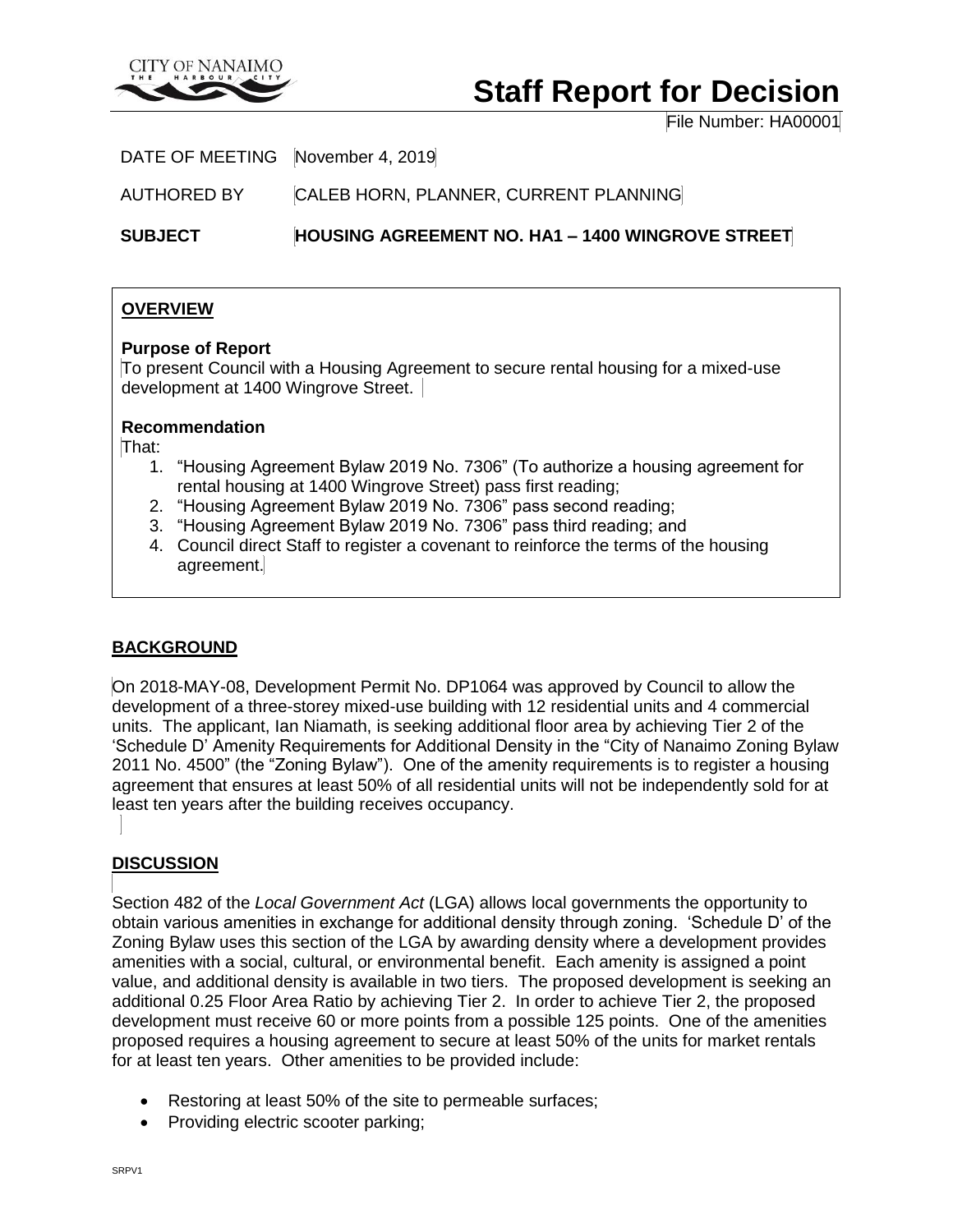# Staff Report for Decision

File Number: HA00001

DATE OF MEETING November 4, 2019

AUTHORED BY CALEB HORN, PLANNER, CURRENT PLANNING

**SUBJECT** **HOUSING AGREEMENT NO. HA1 – 1400 WINGROVE STREET**

## OVERVIEW

**Purpose of Report**

To present Council with a Housing Agreement to secure rental housing for a mixed-use development at 1400 Wingrove Street.

**Recommendation**

That:

1. "Housing Agreement Bylaw 2019 No. 7306" (To authorize a housing agreement for rental housing at 1400 Wingrove Street) pass first reading;
2. "Housing Agreement Bylaw 2019 No. 7306" pass second reading;
3. "Housing Agreement Bylaw 2019 No. 7306" pass third reading; and
4. Council direct Staff to register a covenant to reinforce the terms of the housing agreement.

## BACKGROUND

On 2018-MAY-08, Development Permit No. DP1064 was approved by Council to allow the development of a three-storey mixed-use building with 12 residential units and 4 commercial units. The applicant, Ian Niamath, is seeking additional floor area by achieving Tier 2 of the 'Schedule D' Amenity Requirements for Additional Density in the "City of Nanaimo Zoning Bylaw 2011 No. 4500" (the "Zoning Bylaw"). One of the amenity requirements is to register a housing agreement that ensures at least 50% of all residential units will not be independently sold for at least ten years after the building receives occupancy.

## DISCUSSION

Section 482 of the *Local Government Act* (LGA) allows local governments the opportunity to obtain various amenities in exchange for additional density through zoning. 'Schedule D' of the Zoning Bylaw uses this section of the LGA by awarding density where a development provides amenities with a social, cultural, or environmental benefit. Each amenity is assigned a point value, and additional density is available in two tiers. The proposed development is seeking an additional 0.25 Floor Area Ratio by achieving Tier 2. In order to achieve Tier 2, the proposed development must receive 60 or more points from a possible 125 points. One of the amenities proposed requires a housing agreement to secure at least 50% of the units for market rentals for at least ten years. Other amenities to be provided include:

- Restoring at least 50% of the site to permeable surfaces;
- Providing electric scooter parking;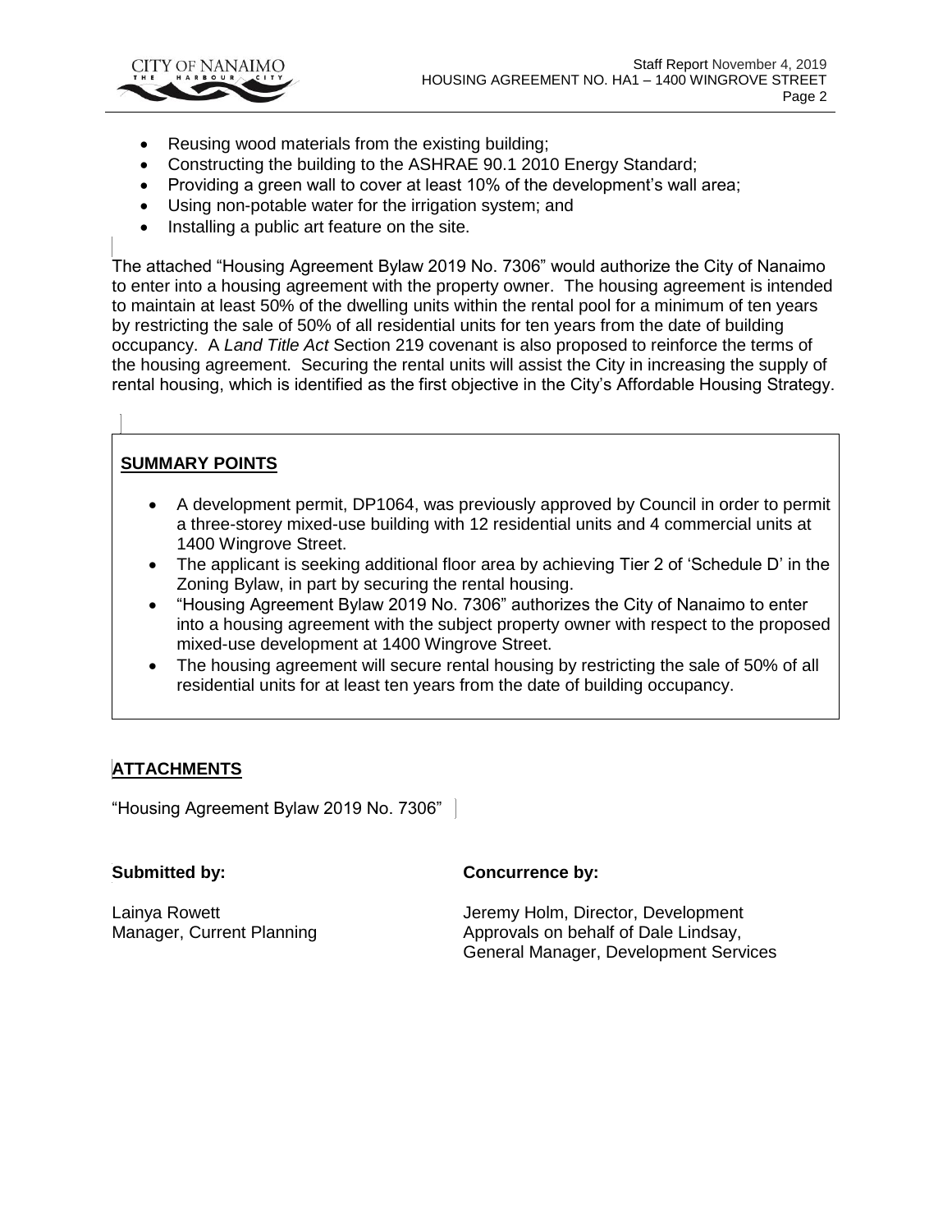- Reusing wood materials from the existing building;
- Constructing the building to the ASHRAE 90.1 2010 Energy Standard;
- Providing a green wall to cover at least 10% of the development's wall area;
- Using non-potable water for the irrigation system; and
- Installing a public art feature on the site.

The attached "Housing Agreement Bylaw 2019 No. 7306" would authorize the City of Nanaimo to enter into a housing agreement with the property owner. The housing agreement is intended to maintain at least 50% of the dwelling units within the rental pool for a minimum of ten years by restricting the sale of 50% of all residential units for ten years from the date of building occupancy. A *Land Title Act* Section 219 covenant is also proposed to reinforce the terms of the housing agreement. Securing the rental units will assist the City in increasing the supply of rental housing, which is identified as the first objective in the City's Affordable Housing Strategy.

## SUMMARY POINTS

- A development permit, DP1064, was previously approved by Council in order to permit a three-storey mixed-use building with 12 residential units and 4 commercial units at 1400 Wingrove Street.
- The applicant is seeking additional floor area by achieving Tier 2 of 'Schedule D' in the Zoning Bylaw, in part by securing the rental housing.
- "Housing Agreement Bylaw 2019 No. 7306" authorizes the City of Nanaimo to enter into a housing agreement with the subject property owner with respect to the proposed mixed-use development at 1400 Wingrove Street.
- The housing agreement will secure rental housing by restricting the sale of 50% of all residential units for at least ten years from the date of building occupancy.

## ATTACHMENTS

"Housing Agreement Bylaw 2019 No. 7306"

**Submitted by:**

Lainya Rowett
Manager, Current Planning

**Concurrence by:**

Jeremy Holm, Director, Development Approvals on behalf of Dale Lindsay, General Manager, Development Services